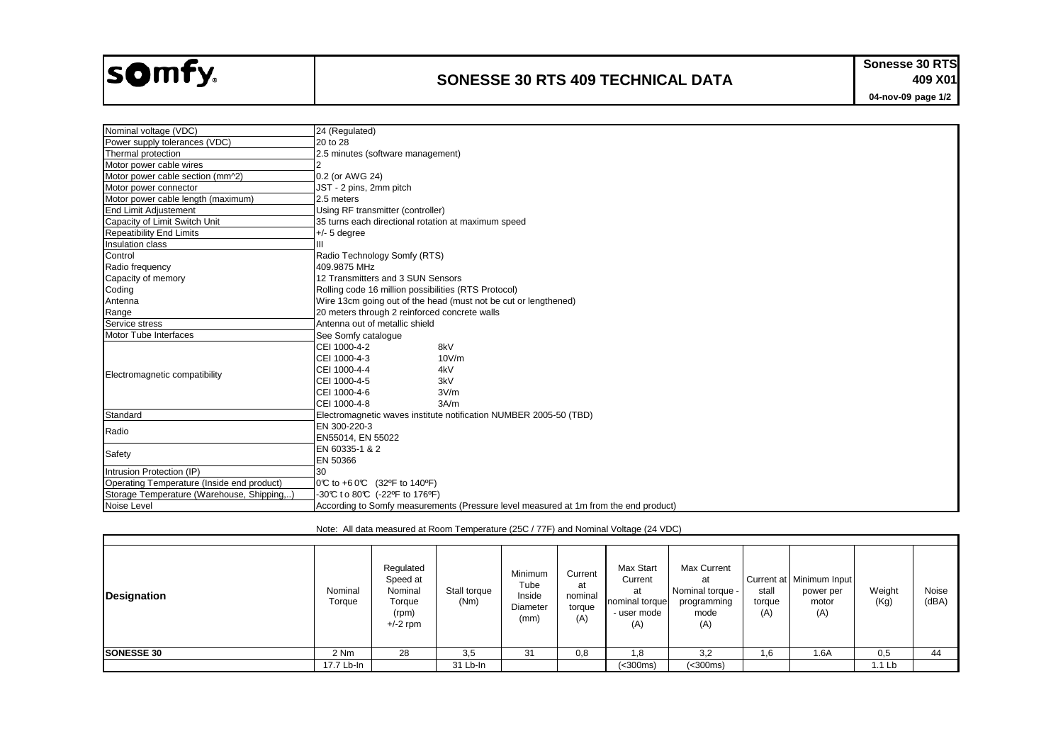# SONESSE 30 RTS 409 TECHNICAL DATA

**Sonesse 30 RTS 409 X01**

| | |
|---|---|
| Nominal voltage (VDC) | 24 (Regulated) |
| Power supply tolerances (VDC) | 20 to 28 |
| Thermal protection | 2.5 minutes (software management) |
| Motor power cable wires | 2 |
| Motor power cable section (mm^2) | 0.2 (or AWG 24) |
| Motor power connector | JST - 2 pins, 2mm pitch |
| Motor power cable length (maximum) | 2.5 meters |
| End Limit Adjustement | Using RF transmitter (controller) |
| Capacity of Limit Switch Unit | 35 turns each directional rotation at maximum speed |
| Repeatibility End Limits | +/- 5 degree |
| Insulation class | III |
| Control | Radio Technology Somfy (RTS) |
| Radio frequency | 409.9875 MHz |
| Capacity of memory | 12 Transmitters and 3 SUN Sensors |
| Coding | Rolling code 16 million possibilities (RTS Protocol) |
| Antenna | Wire 13cm going out of the head (must not be cut or lengthened) |
| Range | 20 meters through 2 reinforced concrete walls |
| Service stress | Antenna out of metallic shield |
| Motor Tube Interfaces | See Somfy catalogue |
| Electromagnetic compatibility | CEI 1000-4-2 8kV<br>CEI 1000-4-3 10V/m<br>CEI 1000-4-4 4kV<br>CEI 1000-4-5 3kV<br>CEI 1000-4-6 3V/m<br>CEI 1000-4-8 3A/m |
| Standard | Electromagnetic waves institute notification NUMBER 2005-50 (TBD) |
| Radio | EN 300-220-3<br>EN55014, EN 55022 |
| Safety | EN 60335-1 & 2<br>EN 50366 |
| Intrusion Protection (IP) | 30 |
| Operating Temperature (Inside end product) | 0℃ to +60℃ (32ºF to 140ºF) |
| Storage Temperature (Warehouse, Shipping,..) | -30℃ to 80℃ (-22ºF to 176ºF) |
| Noise Level | According to Somfy measurements (Pressure level measured at 1m from the end product) |

Note: All data measured at Room Temperature (25C / 77F) and Nominal Voltage (24 VDC)

| Designation | Nominal Torque | Regulated Speed at Nominal Torque (rpm) +/-2 rpm | Stall torque (Nm) | Minimum Tube Inside Diameter (mm) | Current at nominal torque (A) | Max Start Current at nominal torque - user mode (A) | Max Current at Nominal torque - programming mode (A) | Current at stall torque (A) | Minimum Input power per motor (A) | Weight (Kg) | Noise (dBA) |
|---|---|---|---|---|---|---|---|---|---|---|---|
| **SONESSE 30** | 2 Nm | 28 | 3,5 | 31 | 0,8 | 1,8 | 3,2 | 1,6 | 1.6A | 0,5 | 44 |
| | 17.7 Lb-In | | 31 Lb-In | | | (<300ms) | (<300ms) | | | 1.1 Lb | |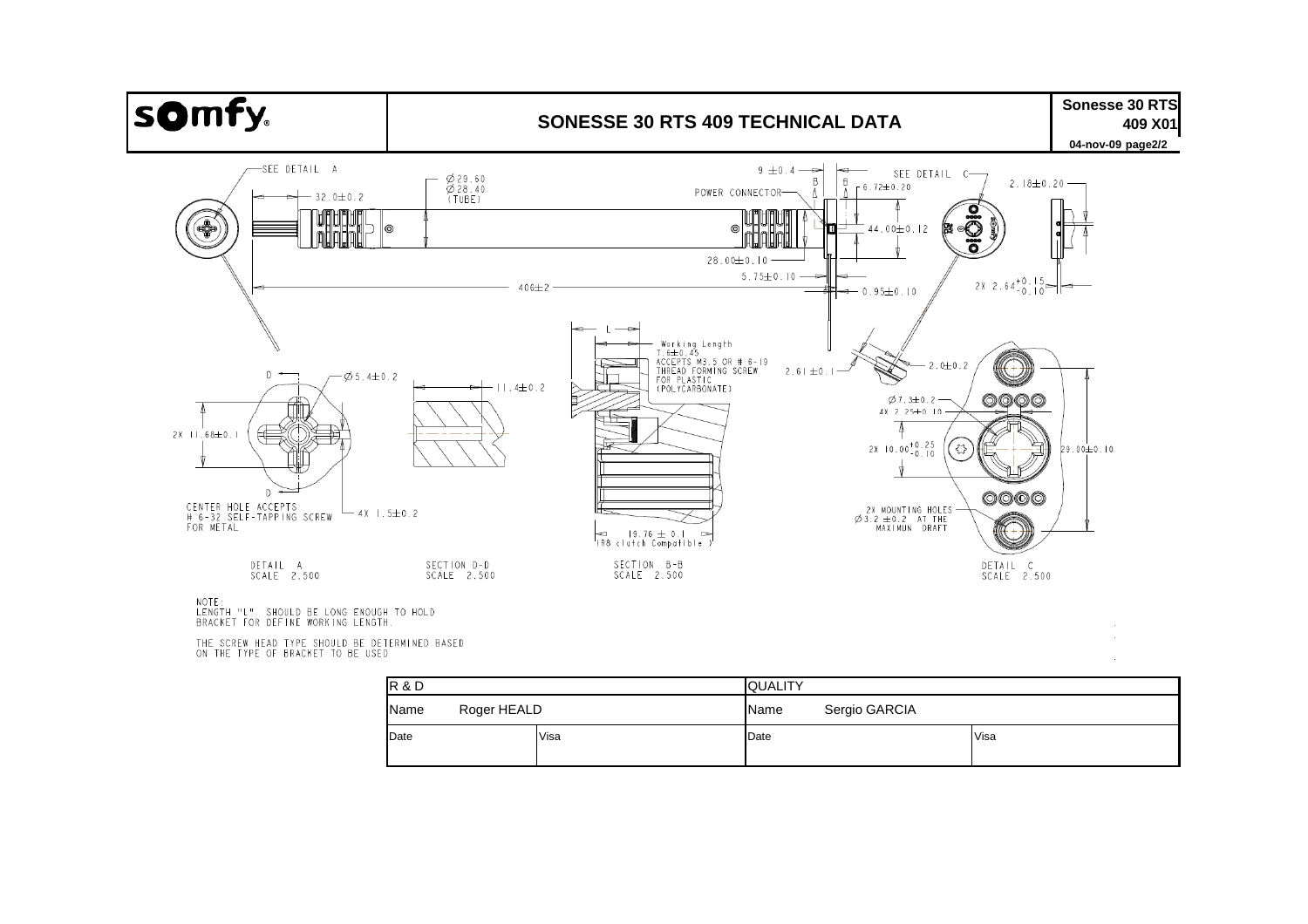# SONESSE 30 RTS 409 TECHNICAL DATA

**Sonesse 30 RTS 409 X01**

**04-nov-09 page2/2**

SEE DETAIL A

Ø29.60
Ø28.40
(TUBE)

32.0±0.2

9 ±0.4

POWER CONNECTOR

B B

6.72±0.20

SEE DETAIL C

2.18±0.20

44.00±0.12

28.00±0.10

5.75±0.10

406±2

0.95±0.10

2X 2.64 +0.15 -0.10

L

Working Length
7.6±0.45
ACCEPTS M3.5 OR # 6-19
THREAD FORMING SCREW
FOR PLASTIC
(POLYCARBONATE)

2.61±0.1

2.0±0.2

D

Ø5.4±0.2

11.4±0.2

2X 11.68±0.1

D

CENTER HOLE ACCEPTS
# 6-32 SELF-TAPPING SCREW
FOR METAL

4X 1.5±0.2

19.76 ± 0.1
(R8 clutch Compatible)

Ø7.3±0.2
4X 2.25±0.10

2X 10.00 +0.25 -0.10

29.00±0.10

2X MOUNTING HOLES
Ø3.2 ±0.2 AT THE
MAXIMUN DRAFT

DETAIL A
SCALE 2.500

SECTION D-D
SCALE 2.500

SECTION B-B
SCALE 2.500

DETAIL C
SCALE 2.500

NOTE:
LENGTH "L" SHOULD BE LONG ENOUGH TO HOLD
BRACKET FOR DEFINE WORKING LENGTH.

THE SCREW HEAD TYPE SHOULD BE DETERMINED BASED
ON THE TYPE OF BRACKET TO BE USED

| R & D | | QUALITY | |
|---|---|---|---|
| Name Roger HEALD | | Name Sergio GARCIA | |
| Date | Visa | Date | Visa |